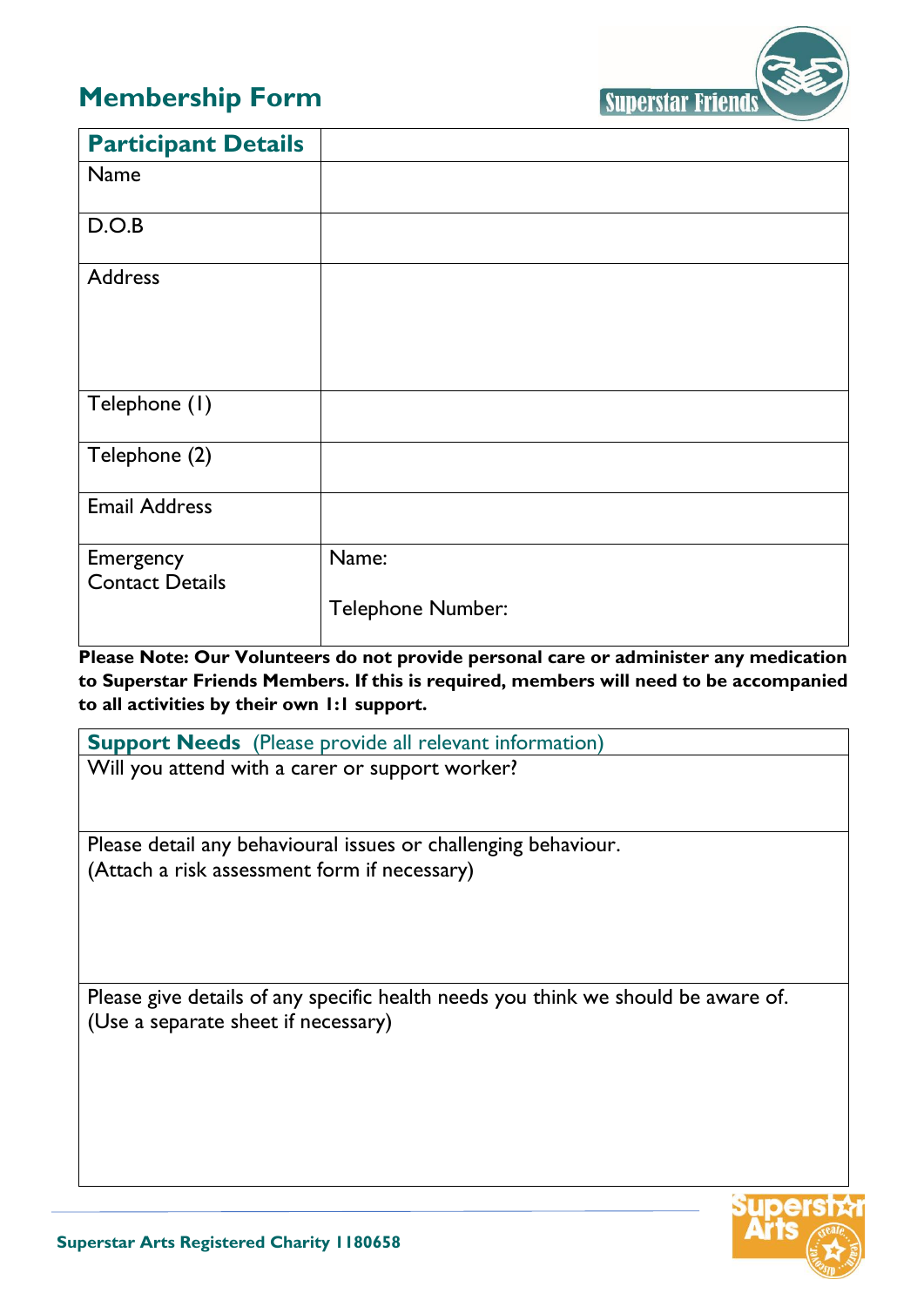# Membership Form

Superstar Friends

| Participant Details | |
|---|---|
| Name | |
| D.O.B | |
| Address | |
| Telephone (1) | |
| Telephone (2) | |
| Email Address | |
| Emergency Contact Details | Name:<br><br>Telephone Number: |

**Please Note: Our Volunteers do not provide personal care or administer any medication to Superstar Friends Members. If this is required, members will need to be accompanied to all activities by their own 1:1 support.**

| **Support Needs** (Please provide all relevant information) |
|---|
| Will you attend with a carer or support worker? |
| Please detail any behavioural issues or challenging behaviour.<br>(Attach a risk assessment form if necessary) |
| Please give details of any specific health needs you think we should be aware of.<br>(Use a separate sheet if necessary) |

**Superstar Arts Registered Charity 1180658**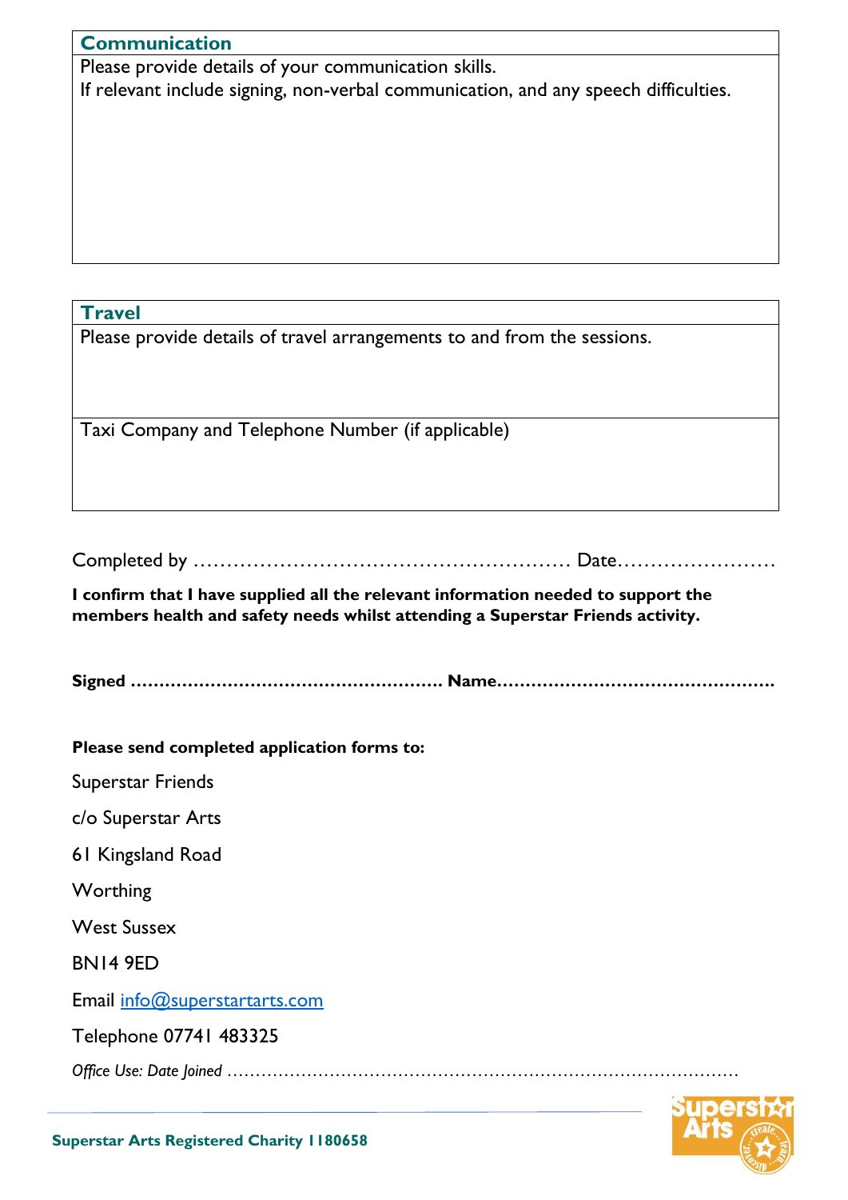### Communication

Please provide details of your communication skills.
If relevant include signing, non-verbal communication, and any speech difficulties.

### Travel

Please provide details of travel arrangements to and from the sessions.

Taxi Company and Telephone Number (if applicable)

Completed by ………………………………………………… Date……………………

**I confirm that I have supplied all the relevant information needed to support the members health and safety needs whilst attending a Superstar Friends activity.**

**Signed ……………………………………………… Name…………………………………………**

**Please send completed application forms to:**

Superstar Friends

c/o Superstar Arts

61 Kingsland Road

Worthing

West Sussex

BN14 9ED

Email info@superstartarts.com

Telephone 07741 483325

*Office Use: Date Joined …………………………………………………………………………*

**Superstar Arts Registered Charity 1180658**